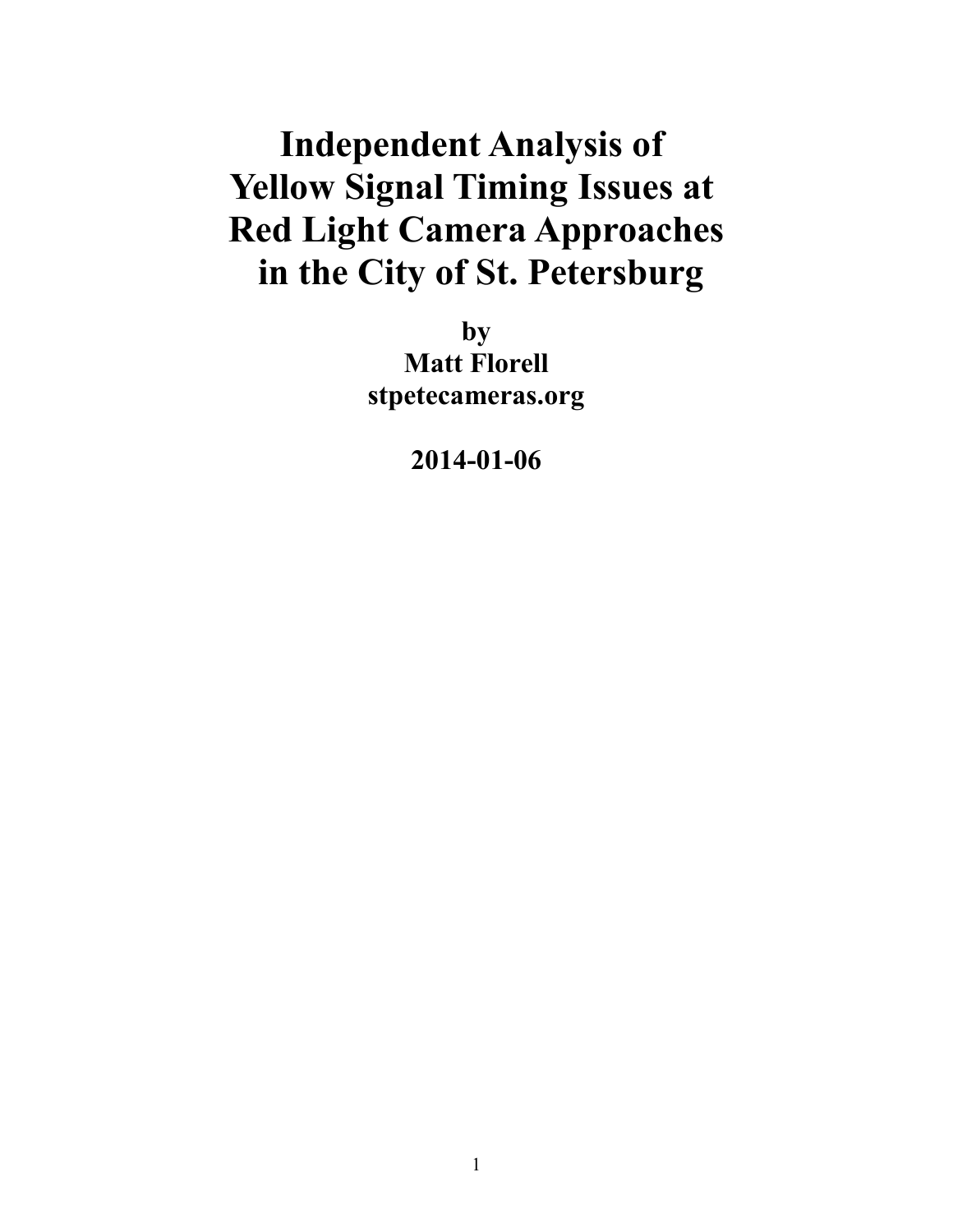# Independent Analysis of Yellow Signal Timing Issues at Red Light Camera Approaches in the City of St. Petersburg

**by**
**Matt Florell**
**stpetecameras.org**

**2014-01-06**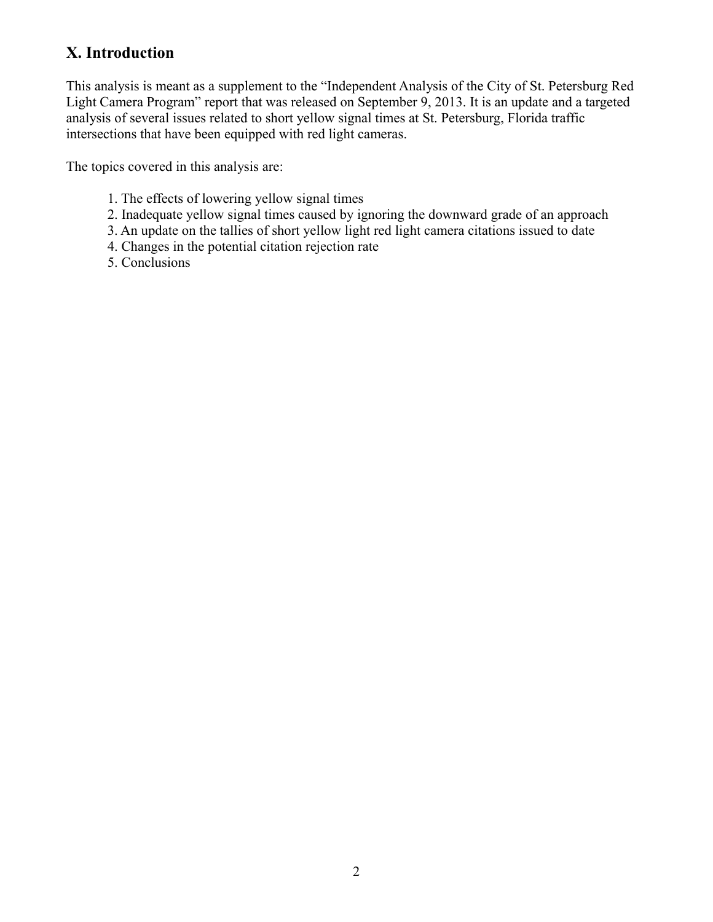## X. Introduction

This analysis is meant as a supplement to the "Independent Analysis of the City of St. Petersburg Red Light Camera Program" report that was released on September 9, 2013. It is an update and a targeted analysis of several issues related to short yellow signal times at St. Petersburg, Florida traffic intersections that have been equipped with red light cameras.

The topics covered in this analysis are:

1. The effects of lowering yellow signal times
2. Inadequate yellow signal times caused by ignoring the downward grade of an approach
3. An update on the tallies of short yellow light red light camera citations issued to date
4. Changes in the potential citation rejection rate
5. Conclusions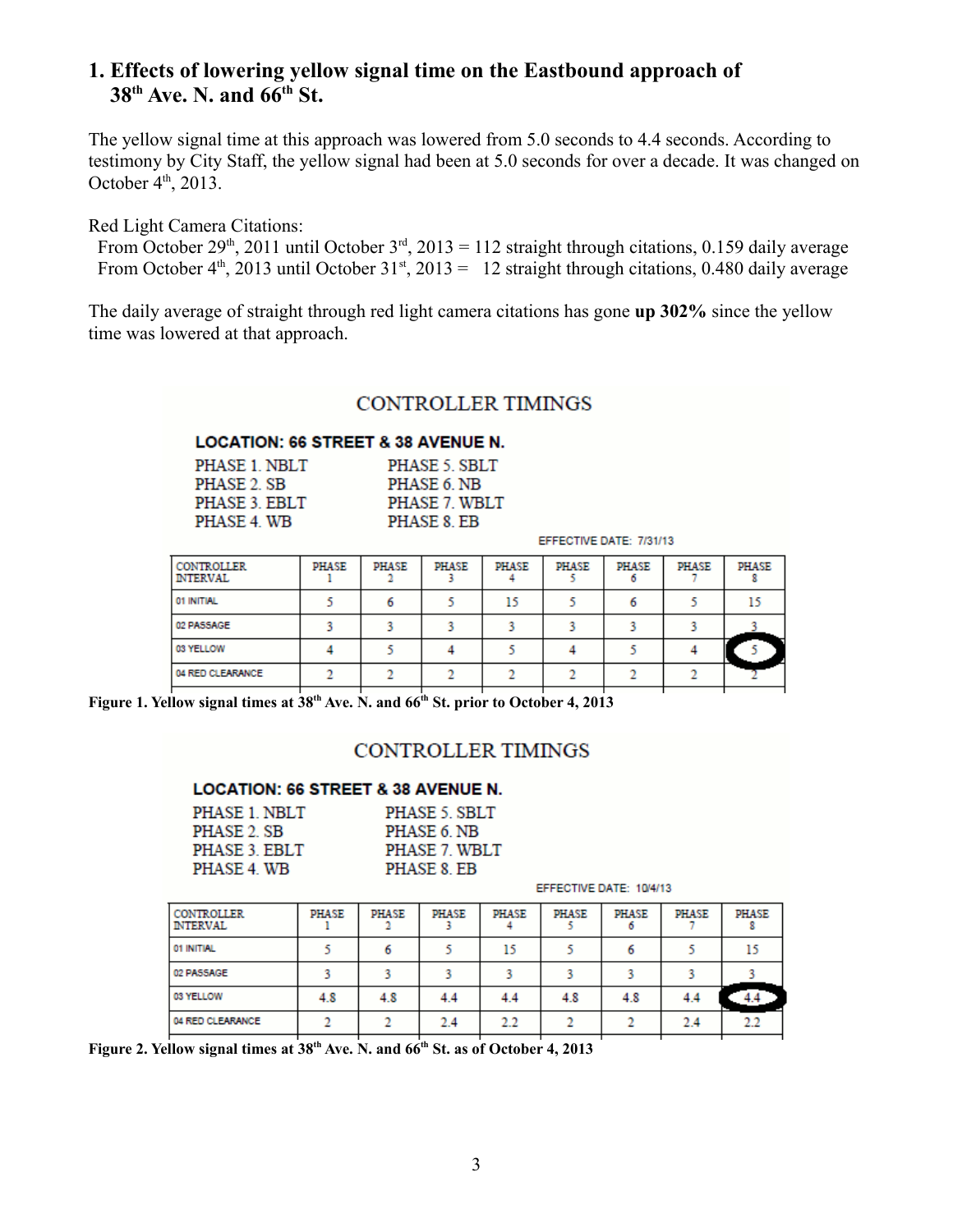## 1. Effects of lowering yellow signal time on the Eastbound approach of 38th Ave. N. and 66th St.

The yellow signal time at this approach was lowered from 5.0 seconds to 4.4 seconds. According to testimony by City Staff, the yellow signal had been at 5.0 seconds for over a decade. It was changed on October 4th, 2013.

Red Light Camera Citations:

From October 29th, 2011 until October 3rd, 2013 = 112 straight through citations, 0.159 daily average
From October 4th, 2013 until October 31st, 2013 = 12 straight through citations, 0.480 daily average

The daily average of straight through red light camera citations has gone **up 302%** since the yellow time was lowered at that approach.

CONTROLLER TIMINGS

**LOCATION: 66 STREET & 38 AVENUE N.**

PHASE 1. NBLT
PHASE 2. SB
PHASE 3. EBLT
PHASE 4. WB
PHASE 5. SBLT
PHASE 6. NB
PHASE 7. WBLT
PHASE 8. EB

EFFECTIVE DATE: 7/31/13

| CONTROLLER INTERVAL | PHASE 1 | PHASE 2 | PHASE 3 | PHASE 4 | PHASE 5 | PHASE 6 | PHASE 7 | PHASE 8 |
|---|---|---|---|---|---|---|---|---|
| 01 INITIAL | 5 | 6 | 5 | 15 | 5 | 6 | 5 | 15 |
| 02 PASSAGE | 3 | 3 | 3 | 3 | 3 | 3 | 3 | 3 |
| 03 YELLOW | 4 | 5 | 4 | 5 | 4 | 5 | 4 | 5 |
| 04 RED CLEARANCE | 2 | 2 | 2 | 2 | 2 | 2 | 2 | 2 |

**Figure 1. Yellow signal times at 38th Ave. N. and 66th St. prior to October 4, 2013**

CONTROLLER TIMINGS

**LOCATION: 66 STREET & 38 AVENUE N.**

PHASE 1. NBLT
PHASE 2. SB
PHASE 3. EBLT
PHASE 4. WB
PHASE 5. SBLT
PHASE 6. NB
PHASE 7. WBLT
PHASE 8. EB

EFFECTIVE DATE: 10/4/13

| CONTROLLER INTERVAL | PHASE 1 | PHASE 2 | PHASE 3 | PHASE 4 | PHASE 5 | PHASE 6 | PHASE 7 | PHASE 8 |
|---|---|---|---|---|---|---|---|---|
| 01 INITIAL | 5 | 6 | 5 | 15 | 5 | 6 | 5 | 15 |
| 02 PASSAGE | 3 | 3 | 3 | 3 | 3 | 3 | 3 | 3 |
| 03 YELLOW | 4.8 | 4.8 | 4.4 | 4.4 | 4.8 | 4.8 | 4.4 | 4.4 |
| 04 RED CLEARANCE | 2 | 2 | 2.4 | 2.2 | 2 | 2 | 2.4 | 2.2 |

**Figure 2. Yellow signal times at 38th Ave. N. and 66th St. as of October 4, 2013**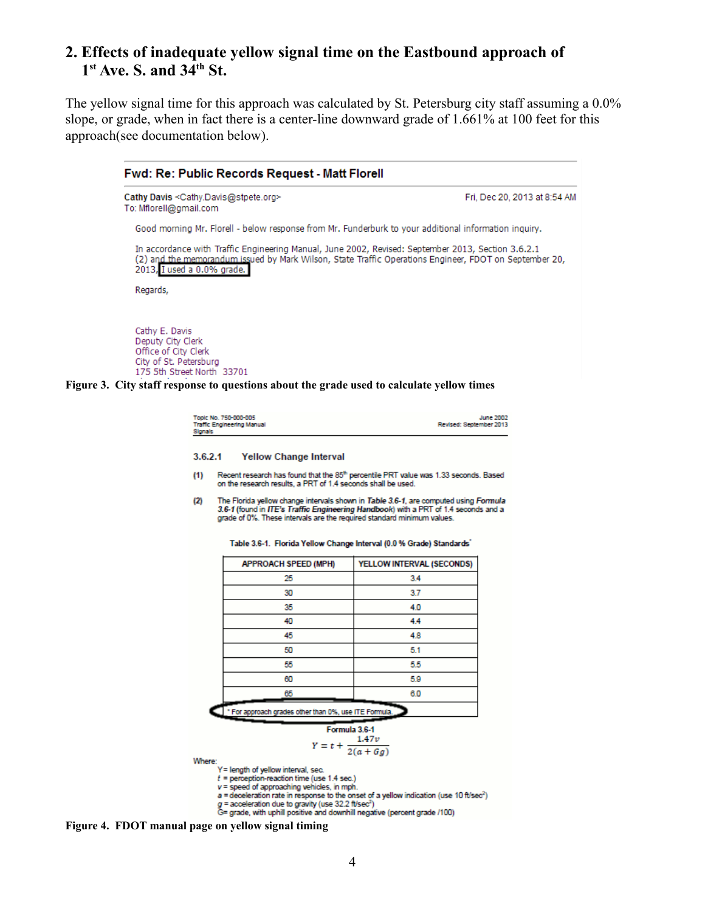## 2. Effects of inadequate yellow signal time on the Eastbound approach of 1st Ave. S. and 34th St.

The yellow signal time for this approach was calculated by St. Petersburg city staff assuming a 0.0% slope, or grade, when in fact there is a center-line downward grade of 1.661% at 100 feet for this approach(see documentation below).

**Fwd: Re: Public Records Request - Matt Florell**

**Cathy Davis** <Cathy.Davis@stpete.org>
To: Mflorell@gmail.com

Fri, Dec 20, 2013 at 8:54 AM

Good morning Mr. Florell - below response from Mr. Funderburk to your additional information inquiry.

In accordance with Traffic Engineering Manual, June 2002, Revised: September 2013, Section 3.6.2.1 (2) and the memorandum issued by Mark Wilson, State Traffic Operations Engineer, FDOT on September 20, 2013, I used a 0.0% grade.

Regards,

Cathy E. Davis
Deputy City Clerk
Office of City Clerk
City of St. Petersburg
175 5th Street North 33701

**Figure 3. City staff response to questions about the grade used to calculate yellow times**

Topic No. 750-000-005
Traffic Engineering Manual
Signals

June 2002
Revised: September 2013

### 3.6.2.1 Yellow Change Interval

(1) Recent research has found that the 85th percentile PRT value was 1.33 seconds. Based on the research results, a PRT of 1.4 seconds shall be used.

(2) The Florida yellow change intervals shown in ***Table 3.6-1***, are computed using ***Formula 3.6-1*** (found in ***ITE's Traffic Engineering Handbook***) with a PRT of 1.4 seconds and a grade of 0%. These intervals are the required standard minimum values.

**Table 3.6-1. Florida Yellow Change Interval (0.0 % Grade) Standards***

| APPROACH SPEED (MPH) | YELLOW INTERVAL (SECONDS) |
|---|---|
| 25 | 3.4 |
| 30 | 3.7 |
| 35 | 4.0 |
| 40 | 4.4 |
| 45 | 4.8 |
| 50 | 5.1 |
| 55 | 5.5 |
| 60 | 5.9 |
| 65 | 6.0 |

\* For approach grades other than 0%, use ITE Formula.

**Formula 3.6-1**

$$Y = t + \frac{1.47v}{2(a + Gg)}$$

Where:

- $Y$ = length of yellow interval, sec.
- $t$ = perception-reaction time (use 1.4 sec.)
- $v$ = speed of approaching vehicles, in mph.
- $a$ = deceleration rate in response to the onset of a yellow indication (use 10 ft/sec²)
- $g$ = acceleration due to gravity (use 32.2 ft/sec²)
- $G$ = grade, with uphill positive and downhill negative (percent grade /100)

**Figure 4. FDOT manual page on yellow signal timing**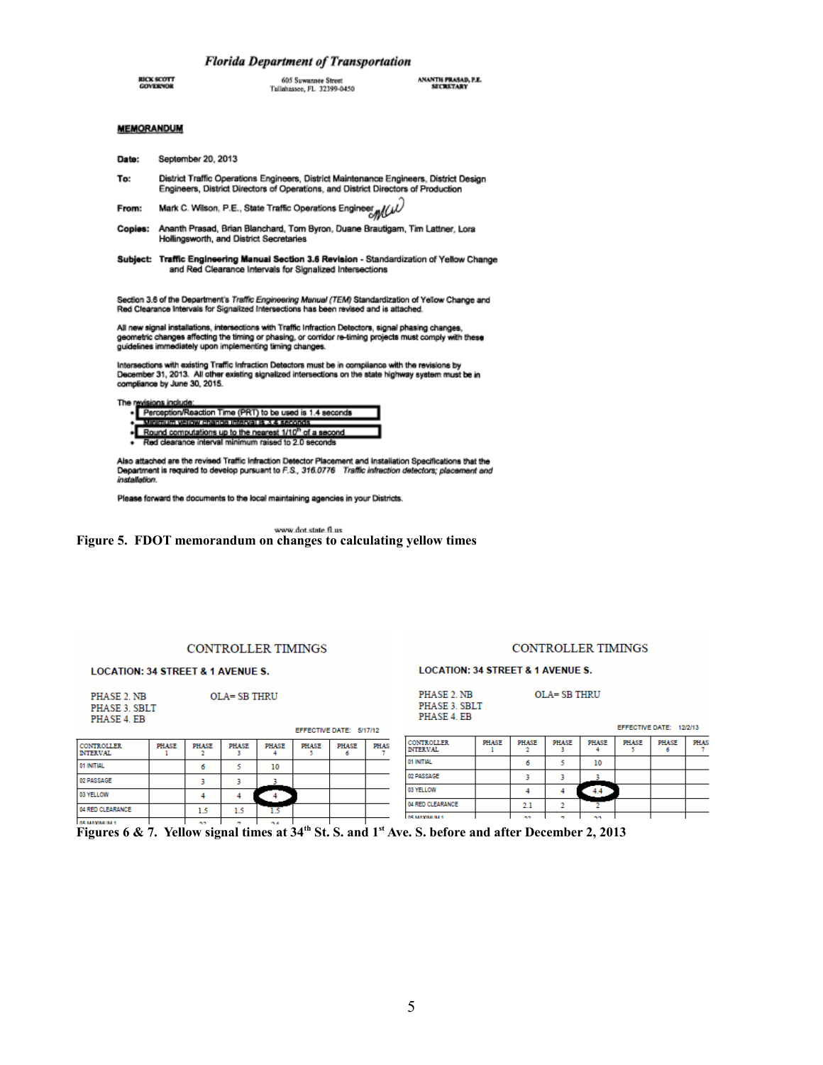**Florida Department of Transportation**

RICK SCOTT
GOVERNOR

605 Suwannee Street
Tallahassee, FL 32399-0450

ANANTH PRASAD, P.E.
SECRETARY

**MEMORANDUM**

**Date:** September 20, 2013

**To:** District Traffic Operations Engineers, District Maintenance Engineers, District Design Engineers, District Directors of Operations, and District Directors of Production

**From:** Mark C. Wilson, P.E., State Traffic Operations Engineer

**Copies:** Ananth Prasad, Brian Blanchard, Tom Byron, Duane Brautigam, Tim Lattner, Lora Hollingsworth, and District Secretaries

**Subject:** **Traffic Engineering Manual Section 3.6 Revision** - Standardization of Yellow Change and Red Clearance Intervals for Signalized Intersections

Section 3.6 of the Department's *Traffic Engineering Manual (TEM)* Standardization of Yellow Change and Red Clearance Intervals for Signalized Intersections has been revised and is attached.

All new signal installations, intersections with Traffic Infraction Detectors, signal phasing changes, geometric changes affecting the timing or phasing, or corridor re-timing projects must comply with these guidelines immediately upon implementing timing changes.

Intersections with existing Traffic Infraction Detectors must be in compliance with the revisions by December 31, 2013. All other existing signalized intersections on the state highway system must be in compliance by June 30, 2015.

The revisions include:

- Perception/Reaction Time (PRT) to be used is 1.4 seconds
- Minimum yellow change interval is 3.4 seconds
- Round computations up to the nearest 1/10th of a second
- Red clearance interval minimum raised to 2.0 seconds

Also attached are the revised Traffic Infraction Detector Placement and Installation Specifications that the Department is required to develop pursuant to F.S., *316.0776 Traffic infraction detectors; placement and installation.*

Please forward the documents to the local maintaining agencies in your Districts.

www.dot.state.fl.us

**Figure 5. FDOT memorandum on changes to calculating yellow times**

CONTROLLER TIMINGS

**LOCATION: 34 STREET & 1 AVENUE S.**

PHASE 2. NB OLA= SB THRU
PHASE 3. SBLT
PHASE 4. EB

EFFECTIVE DATE: 5/17/12

| CONTROLLER INTERVAL | PHASE 1 | PHASE 2 | PHASE 3 | PHASE 4 | PHASE 5 | PHASE 6 | PHASE 7 |
|---|---|---|---|---|---|---|---|
| 01 INITIAL | | 6 | 5 | 10 | | | |
| 02 PASSAGE | | 3 | 3 | 3 | | | |
| 03 YELLOW | | 4 | 4 | 4 | | | |
| 04 RED CLEARANCE | | 1.5 | 1.5 | 1.5 | | | |

CONTROLLER TIMINGS

**LOCATION: 34 STREET & 1 AVENUE S.**

PHASE 2. NB OLA= SB THRU
PHASE 3. SBLT
PHASE 4. EB

EFFECTIVE DATE: 12/2/13

| CONTROLLER INTERVAL | PHASE 1 | PHASE 2 | PHASE 3 | PHASE 4 | PHASE 5 | PHASE 6 | PHASE 7 |
|---|---|---|---|---|---|---|---|
| 01 INITIAL | | 6 | 5 | 10 | | | |
| 02 PASSAGE | | 3 | 3 | 3 | | | |
| 03 YELLOW | | 4 | 4 | 4.4 | | | |
| 04 RED CLEARANCE | | 2.1 | 2 | 2 | | | |

**Figures 6 & 7. Yellow signal times at 34th St. S. and 1st Ave. S. before and after December 2, 2013**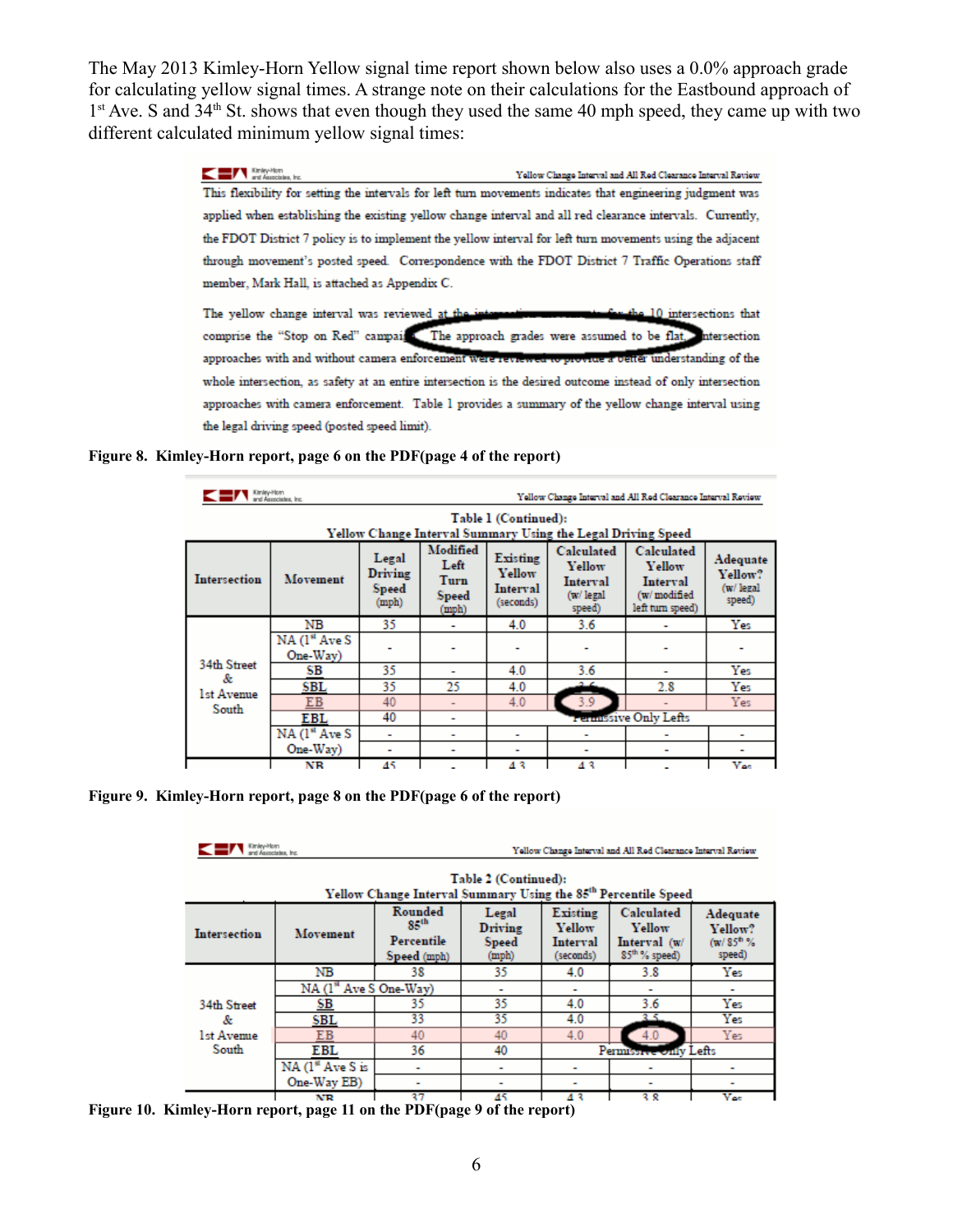The May 2013 Kimley-Horn Yellow signal time report shown below also uses a 0.0% approach grade for calculating yellow signal times. A strange note on their calculations for the Eastbound approach of 1st Ave. S and 34th St. shows that even though they used the same 40 mph speed, they came up with two different calculated minimum yellow signal times:

Yellow Change Interval and All Red Clearance Interval Review

This flexibility for setting the intervals for left turn movements indicates that engineering judgment was applied when establishing the existing yellow change interval and all red clearance intervals. Currently, the FDOT District 7 policy is to implement the yellow interval for left turn movements using the adjacent through movement's posted speed. Correspondence with the FDOT District 7 Traffic Operations staff member, Mark Hall, is attached as Appendix C.

The yellow change interval was reviewed at the intersection ... for the 10 intersections that comprise the "Stop on Red" campai... The approach grades were assumed to be flat. ...ntersection approaches with and without camera enforcement were reviewed to provide a better understanding of the whole intersection, as safety at an entire intersection is the desired outcome instead of only intersection approaches with camera enforcement. Table 1 provides a summary of the yellow change interval using the legal driving speed (posted speed limit).

**Figure 8. Kimley-Horn report, page 6 on the PDF(page 4 of the report)**

Yellow Change Interval and All Red Clearance Interval Review

Table 1 (Continued): Yellow Change Interval Summary Using the Legal Driving Speed

| Intersection | Movement | Legal Driving Speed (mph) | Modified Left Turn Speed (mph) | Existing Yellow Interval (seconds) | Calculated Yellow Interval (w/ legal speed) | Calculated Yellow Interval (w/ modified left turn speed) | Adequate Yellow? (w/ legal speed) |
|---|---|---|---|---|---|---|---|
| 34th Street & 1st Avenue South | NB | 35 | - | 4.0 | 3.6 | - | Yes |
| | NA (1st Ave S One-Way) | - | - | - | - | - | - |
| | SB | 35 | - | 4.0 | 3.6 | - | Yes |
| | SBL | 35 | 25 | 4.0 | 3.6 | 2.8 | Yes |
| | EB | 40 | - | 4.0 | 3.9 | - | Yes |
| | EBL | 40 | - | Permissive Only Lefts | | | |
| | NA (1st Ave S One-Way) | - | - | - | - | - | - |
| | NB | 45 | - | 4.3 | 4.3 | - | Yes |

**Figure 9. Kimley-Horn report, page 8 on the PDF(page 6 of the report)**

Yellow Change Interval and All Red Clearance Interval Review

Table 2 (Continued): Yellow Change Interval Summary Using the 85th Percentile Speed

| Intersection | Movement | Rounded 85th Percentile Speed (mph) | Legal Driving Speed (mph) | Existing Yellow Interval (seconds) | Calculated Yellow Interval (w/ 85th % speed) | Adequate Yellow? (w/ 85th % speed) |
|---|---|---|---|---|---|---|
| 34th Street & 1st Avenue South | NB | 38 | 35 | 4.0 | 3.8 | Yes |
| | NA (1st Ave S One-Way) | - | - | - | - | - |
| | SB | 35 | 35 | 4.0 | 3.6 | Yes |
| | SBL | 33 | 35 | 4.0 | 3.5 | Yes |
| | EB | 40 | 40 | 4.0 | 4.0 | Yes |
| | EBL | 36 | 40 | Permissive Only Lefts | | |
| | NA (1st Ave S is One-Way EB) | - | - | - | - | - |
| | NB | 37 | 45 | 4.3 | 3.8 | Yes |

**Figure 10. Kimley-Horn report, page 11 on the PDF(page 9 of the report)**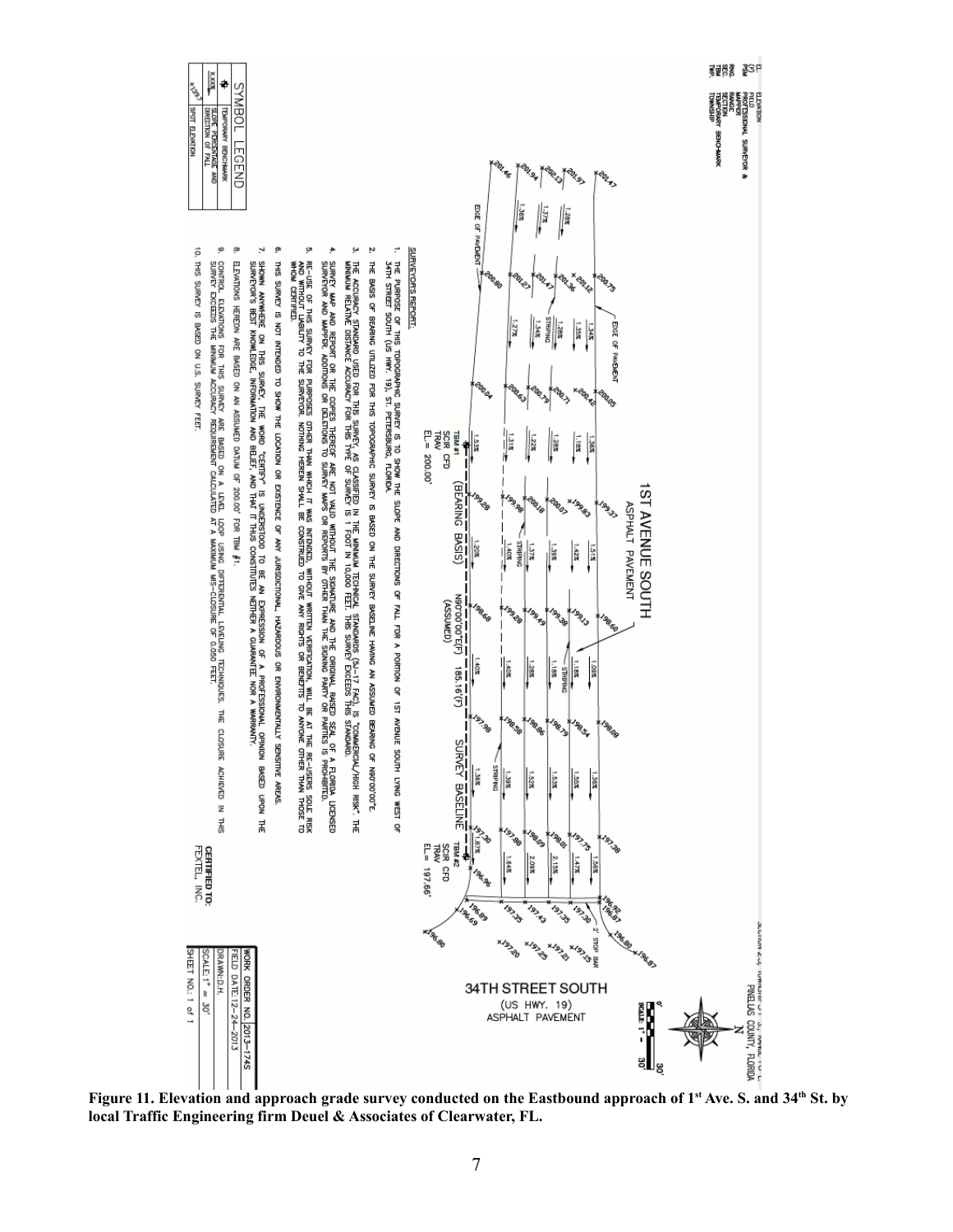SURVEYORS REPORT:

1. THE PURPOSE OF THIS TOPOGRAPHIC SURVEY IS TO SHOW THE SLOPE AND DIRECTIONS OF FALL FOR A PORTION OF 1ST AVENUE SOUTH LYING WEST OF 34TH STREET SOUTH (US HWY. 19), ST. PETERSBURG, FLORIDA.
2. THE BASIS OF BEARING UTILIZED FOR THIS TOPOGRAPHIC SURVEY IS BASED ON THE SURVEY BASELINE HAVING AN ASSUMED BEARING OF N90°00'00"E.
3. THE ACCURACY STANDARD USED FOR THIS SURVEY, AS CLASSIFIED IN THE MINIMUM TECHNICAL STANDARDS (5J-17 FAC), IS "COMMERCIAL/HIGH RISK". THE MINIMUM RELATIVE DISTANCE ACCURACY FOR THIS TYPE OF SURVEY IS 1 FOOT IN 10,000 FEET. THIS SURVEY EXCEEDS THIS STANDARD.
4. SURVEY MAP AND REPORT OR THE COPIES THEREOF ARE NOT VALID WITHOUT THE SIGNATURE AND THE ORIGINAL RAISED SEAL OF A FLORIDA LICENSED SURVEYOR AND MAPPER. ADDITIONS OR DELETIONS TO SURVEY MAPS OR REPORTS BY OTHER THAN THE SIGNING PARTY OR PARTIES IS PROHIBITED.
5. RE-USE OF THIS SURVEY FOR PURPOSES OTHER THAN WHICH IT WAS INTENDED, WITHOUT WRITTEN VERIFICATION, WILL BE AT THE RE-USERS SOLE RISK AND WITHOUT LIABILITY TO THE SURVEYOR. NOTHING HEREIN SHALL BE CONSTRUED TO GIVE ANY RIGHTS OR BENEFITS TO ANYONE OTHER THAN THOSE TO WHOM CERTIFIED.
6. THIS SURVEY IS NOT INTENDED TO SHOW THE LOCATION OR EXISTENCE OF ANY JURISDICTIONAL, HAZARDOUS OR ENVIRONMENTALLY SENSITIVE AREAS.
7. SHOWN ANYWHERE ON THIS SURVEY, THE WORD "CERTIFY" IS UNDERSTOOD TO BE AN EXPRESSION OF A PROFESSIONAL OPINION BASED UPON THE SURVEYOR'S BEST KNOWLEDGE, INFORMATION AND BELIEF, AND THAT IT THUS CONSTITUTES NEITHER A GUARANTEE NOR A WARRANTY.
8. ELEVATIONS HEREON ARE BASED ON AN ASSUMED DATUM OF 200.00' FOR TBM #1.
9. CONTROL ELEVATIONS FOR THIS SURVEY ARE BASED ON A LEVEL LOOP USING DIFFERENTIAL LEVELING TECHNIQUES. THE CLOSURE ACHIEVED IN THIS SURVEY EXCEEDS THE MINIMUM ACCURACY REQUIREMENT CALCULATED AT A MAXIMUM MIS-CLOSURE OF 0.050 FEET.
10. THIS SURVEY IS BASED ON U.S. SURVEY FEET.

**CERTIFIED TO:**
FEXTEL, INC.

| SYMBOL LEGEND | |
|---|---|
| ⊕ | TEMPORARY BENCHMARK |
| x.xx% | SLOPE PERCENTAGE AND DIRECTION OF FALL |
| x139.7 | SPOT ELEVATION |

EL. ELEVATION
(F) FIELD
PSM PROFESSIONAL SURVEYOR & MAPPER
RNG. RANGE
SEC. SECTION
TBM TEMPORARY BENCHMARK
TWP. TOWNSHIP

1ST AVENUE SOUTH
ASPHALT PAVEMENT

34TH STREET SOUTH
(US HWY. 19)
ASPHALT PAVEMENT

TBM #1
SCIR CFD
TRAV
EL.= 200.00'

TBM #2
SCIR CFD
TRAV
EL.= 197.66'

(BEARING BASIS) N90°00'00"E(F) 185.16'(F) SURVEY BASELINE

PINELLAS COUNTY, FLORIDA

SCALE: 1" = 30'

| WORK ORDER NO. 2013-174S |
|---|
| FIELD DATE: 12-24-2013 |
| DRAWN: D.H. |
| SCALE: 1" = 30' |
| SHEET NO.: 1 of 1 |

**Figure 11. Elevation and approach grade survey conducted on the Eastbound approach of 1st Ave. S. and 34th St. by local Traffic Engineering firm Deuel & Associates of Clearwater, FL.**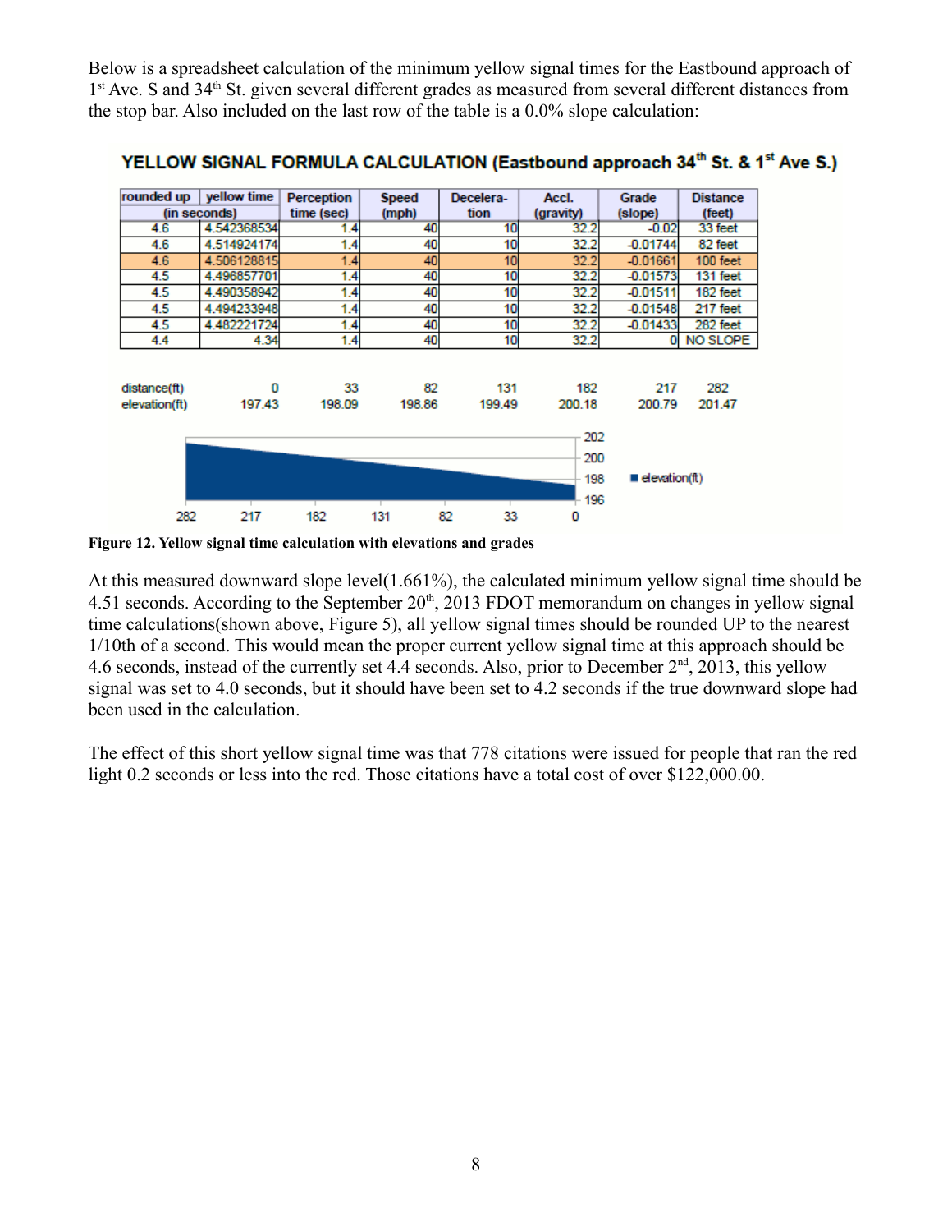Below is a spreadsheet calculation of the minimum yellow signal times for the Eastbound approach of 1st Ave. S and 34th St. given several different grades as measured from several different distances from the stop bar. Also included on the last row of the table is a 0.0% slope calculation:

**YELLOW SIGNAL FORMULA CALCULATION (Eastbound approach 34th St. & 1st Ave S.)**

| rounded up | yellow time | Perception time (sec) | Speed (mph) | Decelera-tion | Accl. (gravity) | Grade (slope) | Distance (feet) |
|---|---|---|---|---|---|---|---|
| (in seconds) | | | | | | | |
| 4.6 | 4.542368534 | 1.4 | 40 | 10 | 32.2 | -0.02 | 33 feet |
| 4.6 | 4.514924174 | 1.4 | 40 | 10 | 32.2 | -0.01744 | 82 feet |
| 4.6 | 4.506128815 | 1.4 | 40 | 10 | 32.2 | -0.01661 | 100 feet |
| 4.5 | 4.496857701 | 1.4 | 40 | 10 | 32.2 | -0.01573 | 131 feet |
| 4.5 | 4.490358942 | 1.4 | 40 | 10 | 32.2 | -0.01511 | 182 feet |
| 4.5 | 4.494233948 | 1.4 | 40 | 10 | 32.2 | -0.01548 | 217 feet |
| 4.5 | 4.482221724 | 1.4 | 40 | 10 | 32.2 | -0.01433 | 282 feet |
| 4.4 | 4.34 | 1.4 | 40 | 10 | 32.2 | 0 | NO SLOPE |

| distance(ft) | 0 | 33 | 82 | 131 | 182 | 217 | 282 |
|---|---|---|---|---|---|---|---|
| elevation(ft) | 197.43 | 198.09 | 198.86 | 199.49 | 200.18 | 200.79 | 201.47 |

**Figure 12. Yellow signal time calculation with elevations and grades**

At this measured downward slope level(1.661%), the calculated minimum yellow signal time should be 4.51 seconds. According to the September 20th, 2013 FDOT memorandum on changes in yellow signal time calculations(shown above, Figure 5), all yellow signal times should be rounded UP to the nearest 1/10th of a second. This would mean the proper current yellow signal time at this approach should be 4.6 seconds, instead of the currently set 4.4 seconds. Also, prior to December 2nd, 2013, this yellow signal was set to 4.0 seconds, but it should have been set to 4.2 seconds if the true downward slope had been used in the calculation.

The effect of this short yellow signal time was that 778 citations were issued for people that ran the red light 0.2 seconds or less into the red. Those citations have a total cost of over $122,000.00.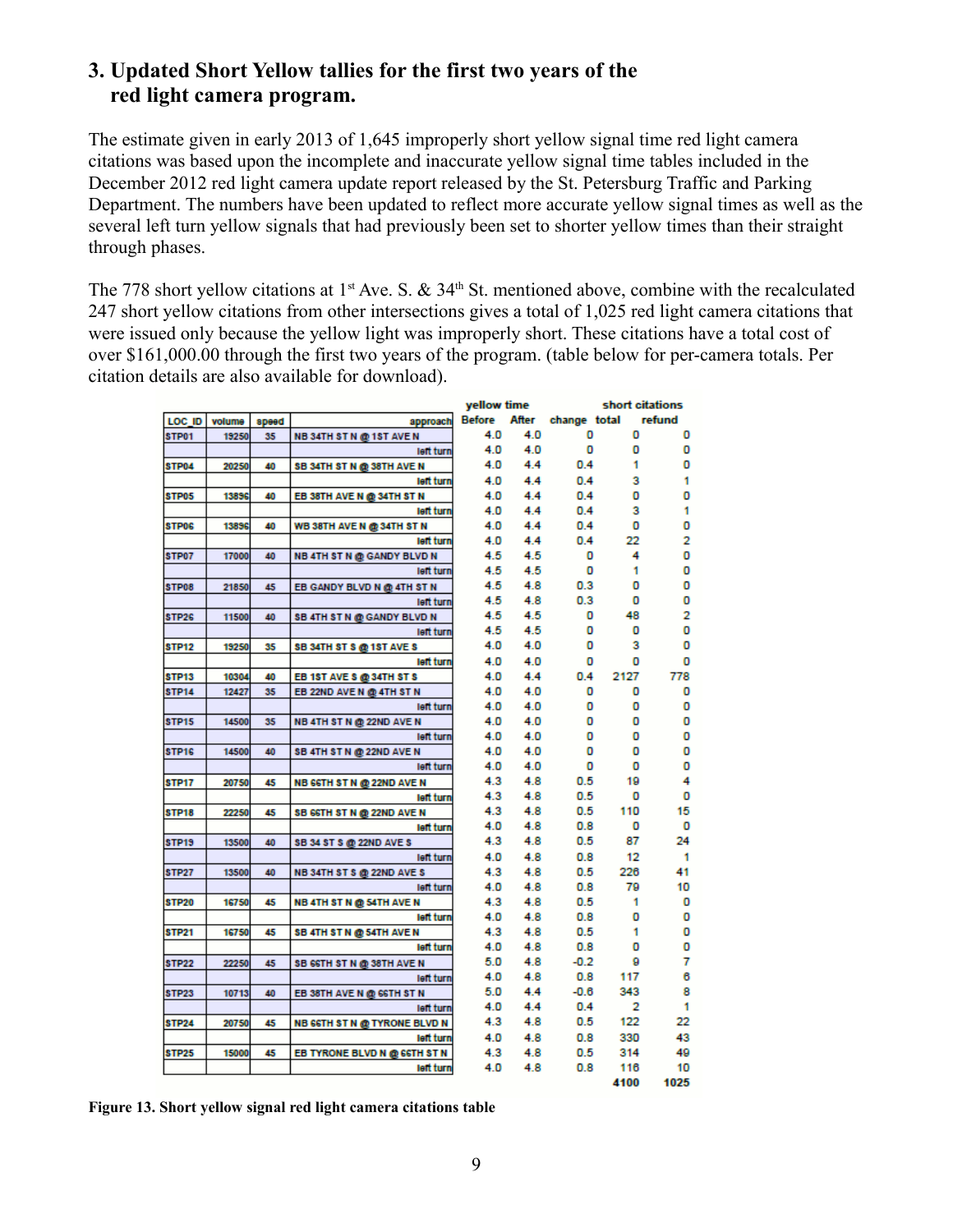### 3. Updated Short Yellow tallies for the first two years of the red light camera program.

The estimate given in early 2013 of 1,645 improperly short yellow signal time red light camera citations was based upon the incomplete and inaccurate yellow signal time tables included in the December 2012 red light camera update report released by the St. Petersburg Traffic and Parking Department. The numbers have been updated to reflect more accurate yellow signal times as well as the several left turn yellow signals that had previously been set to shorter yellow times than their straight through phases.

The 778 short yellow citations at 1st Ave. S. & 34th St. mentioned above, combine with the recalculated 247 short yellow citations from other intersections gives a total of 1,025 red light camera citations that were issued only because the yellow light was improperly short. These citations have a total cost of over $161,000.00 through the first two years of the program. (table below for per-camera totals. Per citation details are also available for download).

| | | | | yellow time | | | short citations | |
|---|---|---|---|---|---|---|---|---|
| LOC_ID | volume | speed | approach | Before | After | change | total | refund |
| STP01 | 19250 | 35 | NB 34TH ST N @ 1ST AVE N | 4.0 | 4.0 | 0 | 0 | 0 |
| | | | left turn | 4.0 | 4.0 | 0 | 0 | 0 |
| STP04 | 20250 | 40 | SB 34TH ST N @ 38TH AVE N | 4.0 | 4.4 | 0.4 | 1 | 0 |
| | | | left turn | 4.0 | 4.4 | 0.4 | 3 | 1 |
| STP05 | 13896 | 40 | EB 38TH AVE N @ 34TH ST N | 4.0 | 4.4 | 0.4 | 0 | 0 |
| | | | left turn | 4.0 | 4.4 | 0.4 | 3 | 1 |
| STP06 | 13896 | 40 | WB 38TH AVE N @ 34TH ST N | 4.0 | 4.4 | 0.4 | 0 | 0 |
| | | | left turn | 4.0 | 4.4 | 0.4 | 22 | 2 |
| STP07 | 17000 | 40 | NB 4TH ST N @ GANDY BLVD N | 4.5 | 4.5 | 0 | 4 | 0 |
| | | | left turn | 4.5 | 4.5 | 0 | 1 | 0 |
| STP08 | 21850 | 45 | EB GANDY BLVD N @ 4TH ST N | 4.5 | 4.8 | 0.3 | 0 | 0 |
| | | | left turn | 4.5 | 4.8 | 0.3 | 0 | 0 |
| STP26 | 11500 | 40 | SB 4TH ST N @ GANDY BLVD N | 4.5 | 4.5 | 0 | 48 | 2 |
| | | | left turn | 4.5 | 4.5 | 0 | 0 | 0 |
| STP12 | 19250 | 35 | SB 34TH ST S @ 1ST AVE S | 4.0 | 4.0 | 0 | 3 | 0 |
| | | | left turn | 4.0 | 4.0 | 0 | 0 | 0 |
| STP13 | 10304 | 40 | EB 1ST AVE S @ 34TH ST S | 4.0 | 4.4 | 0.4 | 2127 | 778 |
| STP14 | 12427 | 35 | EB 22ND AVE N @ 4TH ST N | 4.0 | 4.0 | 0 | 0 | 0 |
| | | | left turn | 4.0 | 4.0 | 0 | 0 | 0 |
| STP15 | 14500 | 35 | NB 4TH ST N @ 22ND AVE N | 4.0 | 4.0 | 0 | 0 | 0 |
| | | | left turn | 4.0 | 4.0 | 0 | 0 | 0 |
| STP16 | 14500 | 40 | SB 4TH ST N @ 22ND AVE N | 4.0 | 4.0 | 0 | 0 | 0 |
| | | | left turn | 4.0 | 4.0 | 0 | 0 | 0 |
| STP17 | 20750 | 45 | NB 66TH ST N @ 22ND AVE N | 4.3 | 4.8 | 0.5 | 19 | 4 |
| | | | left turn | 4.3 | 4.8 | 0.5 | 0 | 0 |
| STP18 | 22250 | 45 | SB 66TH ST N @ 22ND AVE N | 4.3 | 4.8 | 0.5 | 110 | 15 |
| | | | left turn | 4.0 | 4.8 | 0.8 | 0 | 0 |
| STP19 | 13500 | 40 | SB 34 ST S @ 22ND AVE S | 4.3 | 4.8 | 0.5 | 87 | 24 |
| | | | left turn | 4.0 | 4.8 | 0.8 | 12 | 1 |
| STP27 | 13500 | 40 | NB 34TH ST S @ 22ND AVE S | 4.3 | 4.8 | 0.5 | 226 | 41 |
| | | | left turn | 4.0 | 4.8 | 0.8 | 79 | 10 |
| STP20 | 16750 | 45 | NB 4TH ST N @ 54TH AVE N | 4.3 | 4.8 | 0.5 | 1 | 0 |
| | | | left turn | 4.0 | 4.8 | 0.8 | 0 | 0 |
| STP21 | 16750 | 45 | SB 4TH ST N @ 54TH AVE N | 4.3 | 4.8 | 0.5 | 1 | 0 |
| | | | left turn | 4.0 | 4.8 | 0.8 | 0 | 0 |
| STP22 | 22250 | 45 | SB 66TH ST N @ 38TH AVE N | 5.0 | 4.8 | -0.2 | 9 | 7 |
| | | | left turn | 4.0 | 4.8 | 0.8 | 117 | 6 |
| STP23 | 10713 | 40 | EB 38TH AVE N @ 66TH ST N | 5.0 | 4.4 | -0.6 | 343 | 8 |
| | | | left turn | 4.0 | 4.4 | 0.4 | 2 | 1 |
| STP24 | 20750 | 45 | NB 66TH ST N @ TYRONE BLVD N | 4.3 | 4.8 | 0.5 | 122 | 22 |
| | | | left turn | 4.0 | 4.8 | 0.8 | 330 | 43 |
| STP25 | 15000 | 45 | EB TYRONE BLVD N @ 66TH ST N | 4.3 | 4.8 | 0.5 | 314 | 49 |
| | | | left turn | 4.0 | 4.8 | 0.8 | 116 | 10 |
| | | | | | | | 4100 | 1025 |

**Figure 13. Short yellow signal red light camera citations table**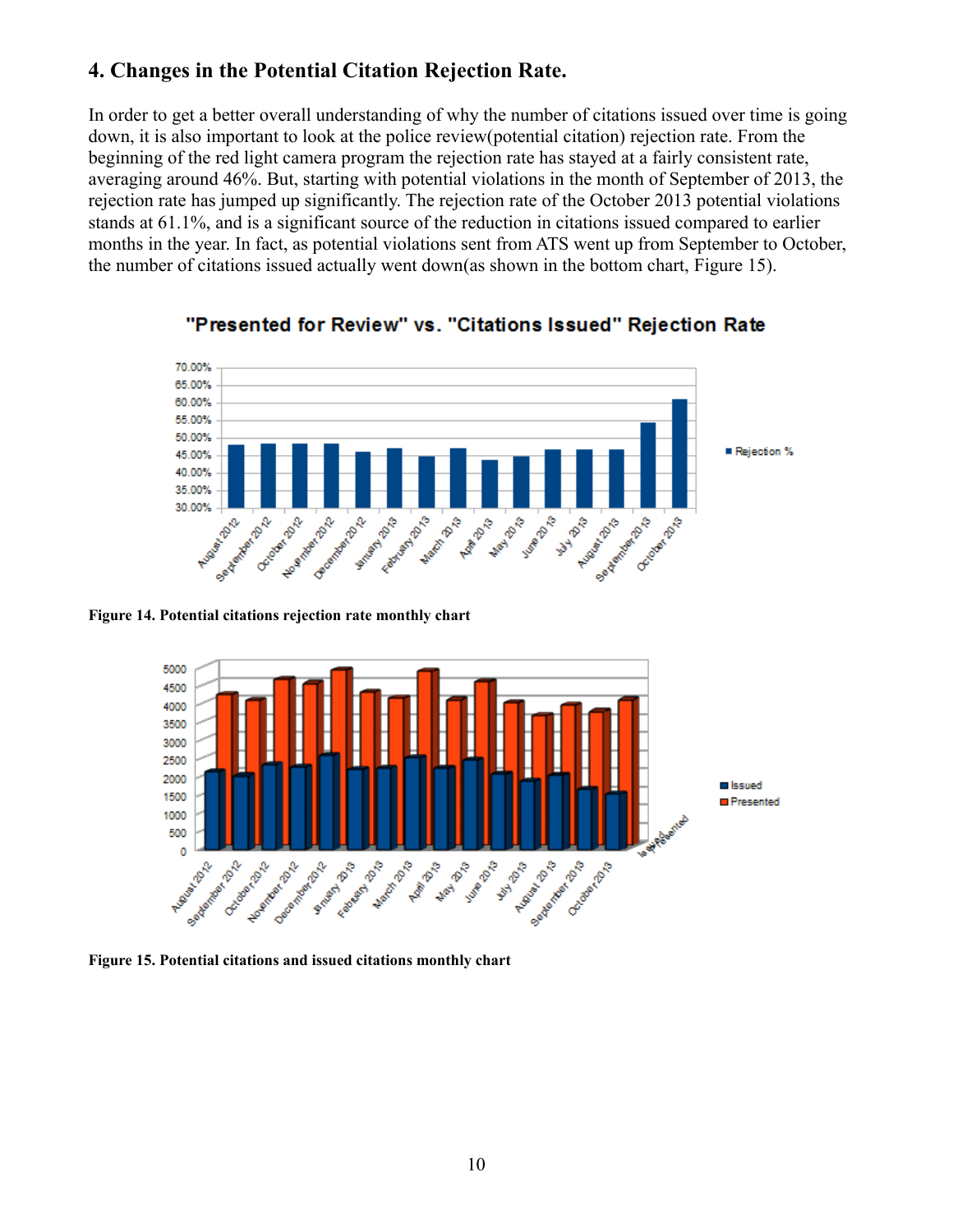## 4. Changes in the Potential Citation Rejection Rate.

In order to get a better overall understanding of why the number of citations issued over time is going down, it is also important to look at the police review(potential citation) rejection rate. From the beginning of the red light camera program the rejection rate has stayed at a fairly consistent rate, averaging around 46%. But, starting with potential violations in the month of September of 2013, the rejection rate has jumped up significantly. The rejection rate of the October 2013 potential violations stands at 61.1%, and is a significant source of the reduction in citations issued compared to earlier months in the year. In fact, as potential violations sent from ATS went up from September to October, the number of citations issued actually went down(as shown in the bottom chart, Figure 15).

**Figure 14. Potential citations rejection rate monthly chart**

**Figure 15. Potential citations and issued citations monthly chart**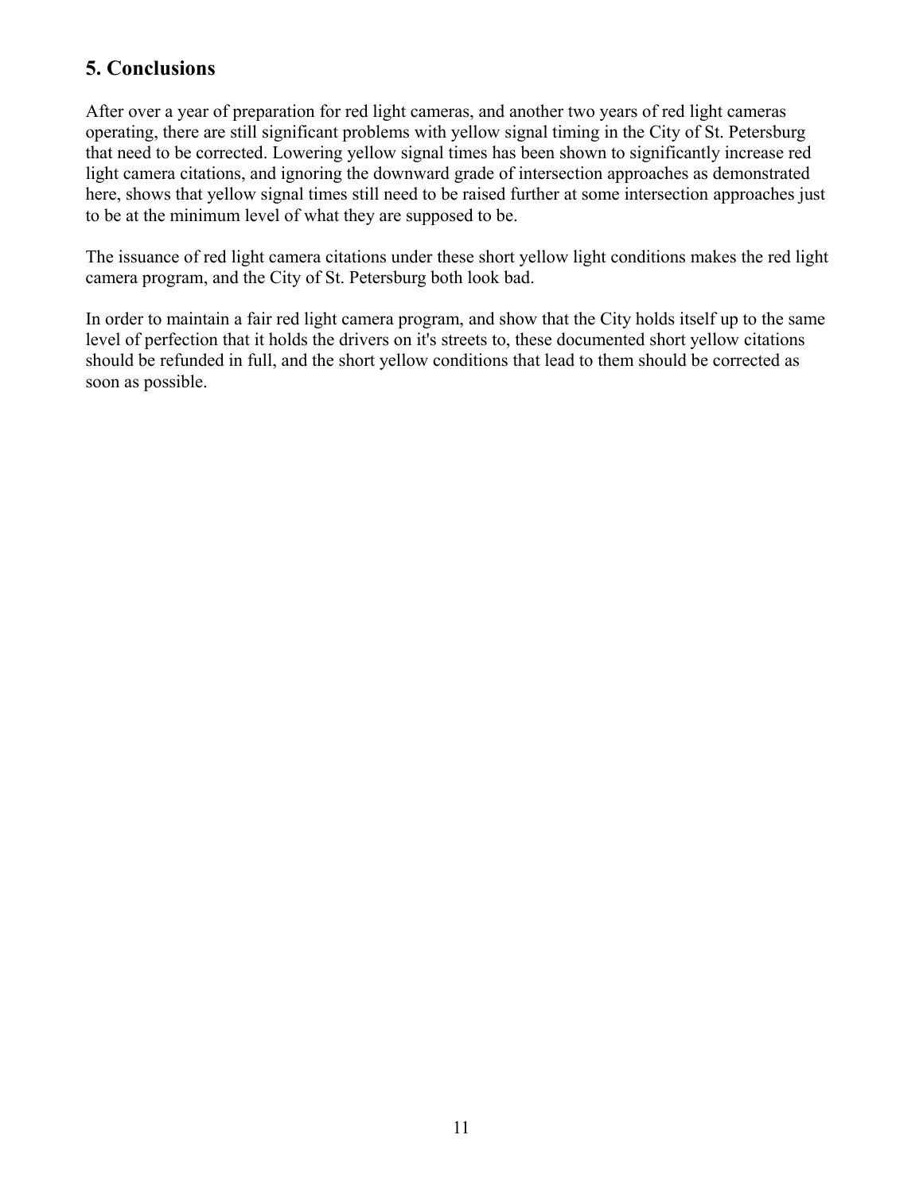## 5. Conclusions

After over a year of preparation for red light cameras, and another two years of red light cameras operating, there are still significant problems with yellow signal timing in the City of St. Petersburg that need to be corrected. Lowering yellow signal times has been shown to significantly increase red light camera citations, and ignoring the downward grade of intersection approaches as demonstrated here, shows that yellow signal times still need to be raised further at some intersection approaches just to be at the minimum level of what they are supposed to be.

The issuance of red light camera citations under these short yellow light conditions makes the red light camera program, and the City of St. Petersburg both look bad.

In order to maintain a fair red light camera program, and show that the City holds itself up to the same level of perfection that it holds the drivers on it's streets to, these documented short yellow citations should be refunded in full, and the short yellow conditions that lead to them should be corrected as soon as possible.